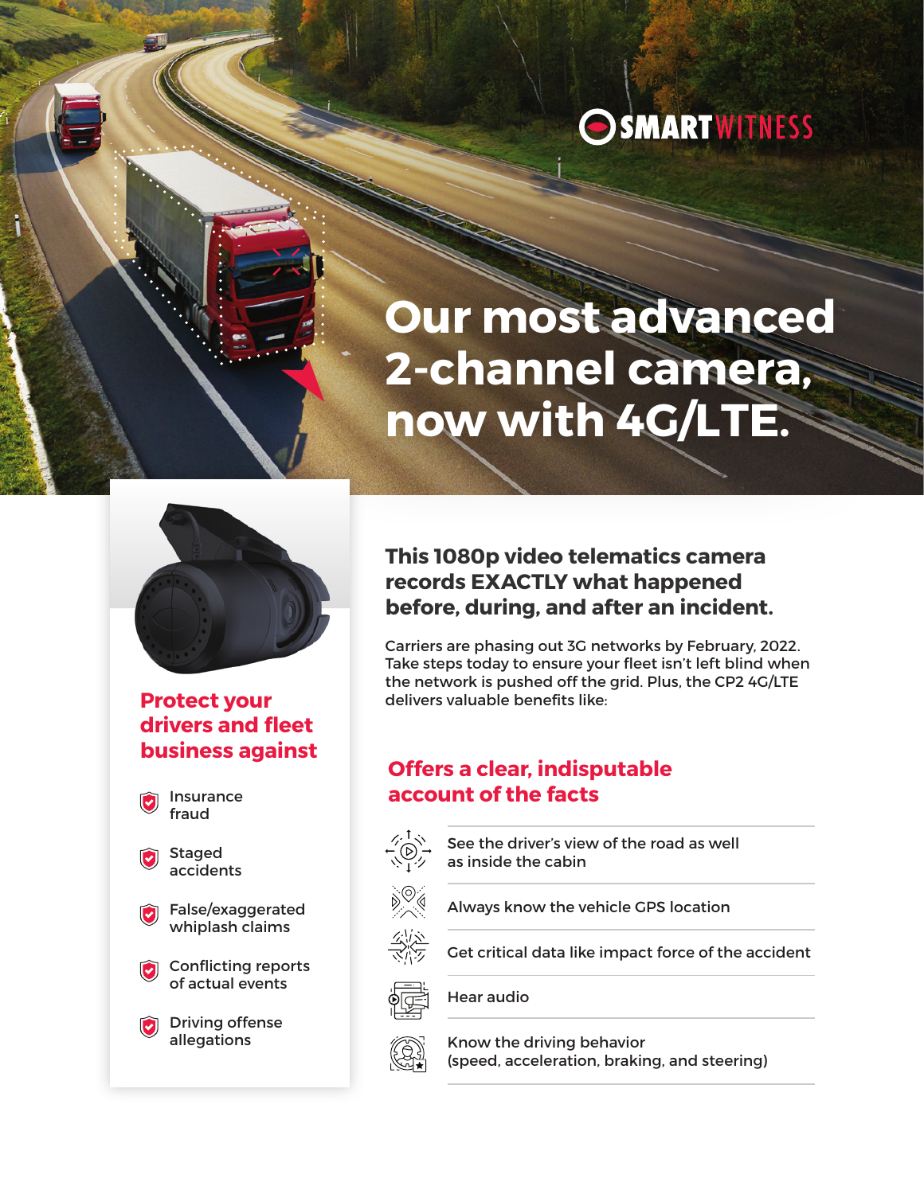SMARTWITNESS

# Our most advanced 2-channel camera, now with 4G/LTE.

## Protect your drivers and fleet business against

- Insurance fraud
- Staged accidents
- False/exaggerated whiplash claims
- Conflicting reports of actual events
- Driving offense allegations

## This 1080p video telematics camera records EXACTLY what happened before, during, and after an incident.

Carriers are phasing out 3G networks by February, 2022. Take steps today to ensure your fleet isn't left blind when the network is pushed off the grid. Plus, the CP2 4G/LTE delivers valuable benefits like:

## Offers a clear, indisputable account of the facts

- See the driver's view of the road as well as inside the cabin
- Always know the vehicle GPS location
- Get critical data like impact force of the accident
- Hear audio
- Know the driving behavior (speed, acceleration, braking, and steering)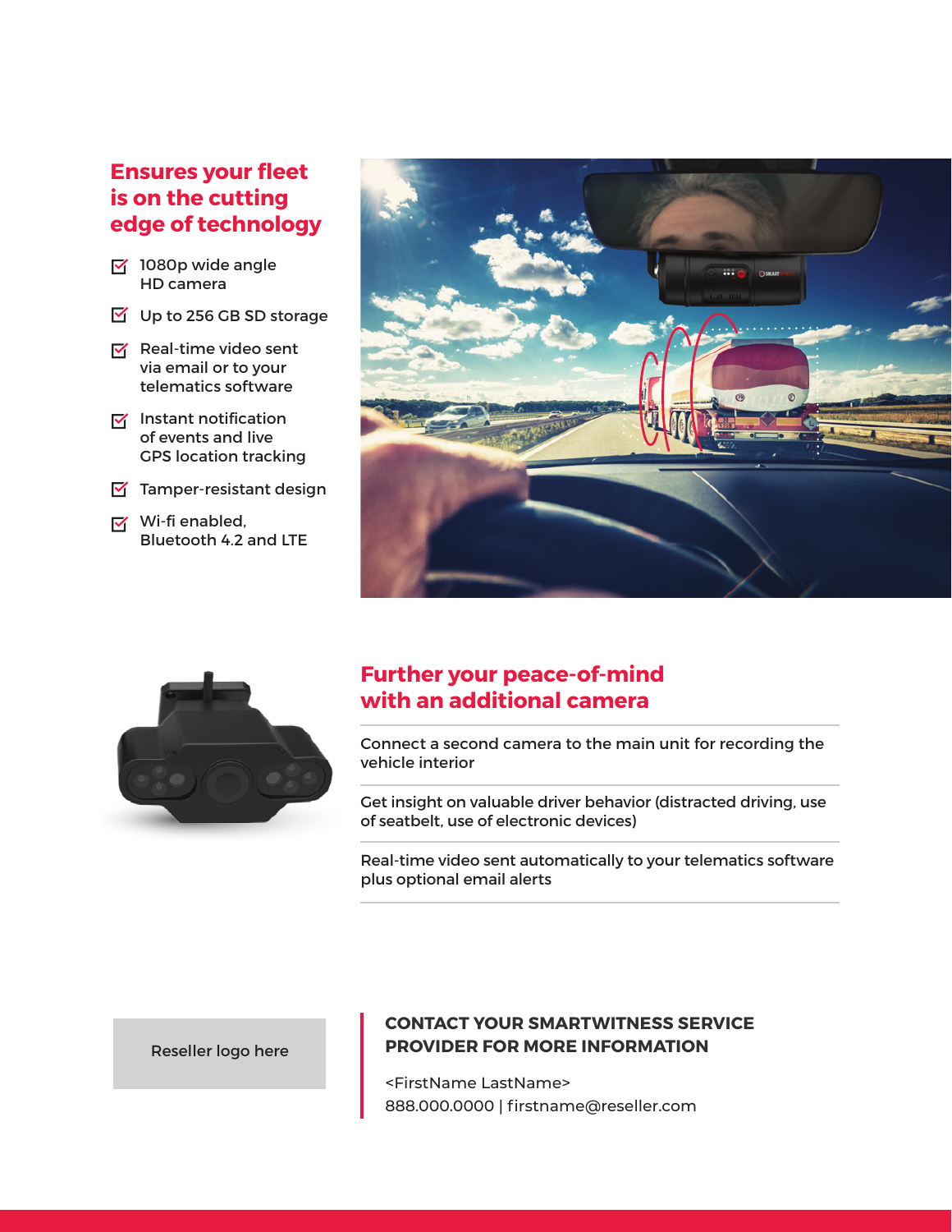## Ensures your fleet is on the cutting edge of technology

- 1080p wide angle HD camera
- Up to 256 GB SD storage
- Real-time video sent via email or to your telematics software
- Instant notification of events and live GPS location tracking
- Tamper-resistant design
- Wi-fi enabled, Bluetooth 4.2 and LTE

## Further your peace-of-mind with an additional camera

Connect a second camera to the main unit for recording the vehicle interior

Get insight on valuable driver behavior (distracted driving, use of seatbelt, use of electronic devices)

Real-time video sent automatically to your telematics software plus optional email alerts

Reseller logo here

**CONTACT YOUR SMARTWITNESS SERVICE PROVIDER FOR MORE INFORMATION**

<FirstName LastName>
888.000.0000 | firstname@reseller.com